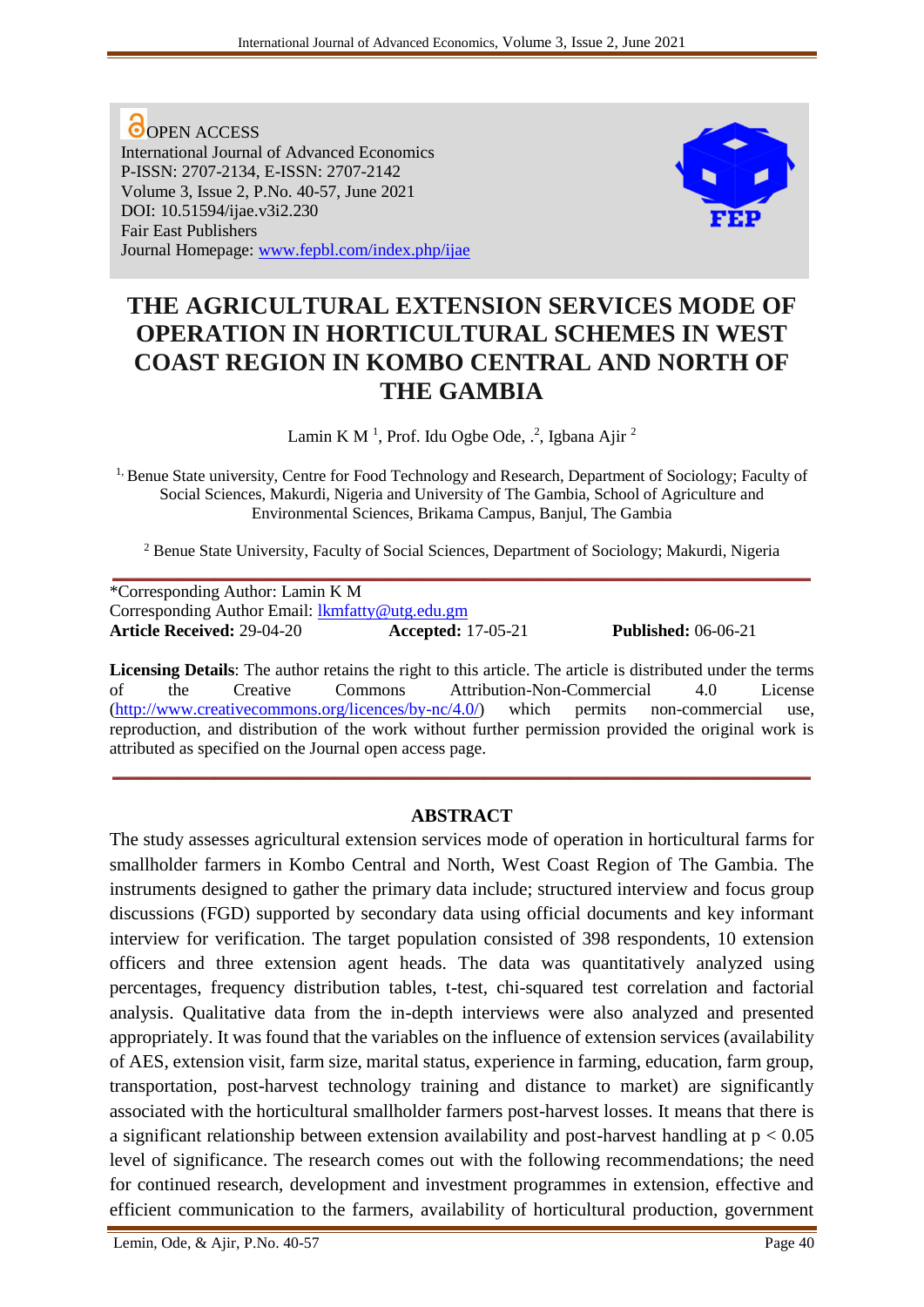OPEN ACCESS
International Journal of Advanced Economics
P-ISSN: 2707-2134, E-ISSN: 2707-2142
Volume 3, Issue 2, P.No. 40-57, June 2021
DOI: 10.51594/ijae.v3i2.230
Fair East Publishers
Journal Homepage: www.fepbl.com/index.php/ijae

# THE AGRICULTURAL EXTENSION SERVICES MODE OF OPERATION IN HORTICULTURAL SCHEMES IN WEST COAST REGION IN KOMBO CENTRAL AND NORTH OF THE GAMBIA

Lamin K M [1], Prof. Idu Ogbe Ode, .[2], Igbana Ajir [2]

[1,] Benue State university, Centre for Food Technology and Research, Department of Sociology; Faculty of Social Sciences, Makurdi, Nigeria and University of The Gambia, School of Agriculture and Environmental Sciences, Brikama Campus, Banjul, The Gambia

[2] Benue State University, Faculty of Social Sciences, Department of Sociology; Makurdi, Nigeria

---

*Corresponding Author: Lamin K M
Corresponding Author Email: lkmfatty@utg.edu.gm
**Article Received:** 29-04-20 **Accepted:** 17-05-21 **Published:** 06-06-21

**Licensing Details**: The author retains the right to this article. The article is distributed under the terms of the Creative Commons Attribution-Non-Commercial 4.0 License (http://www.creativecommons.org/licences/by-nc/4.0/) which permits non-commercial use, reproduction, and distribution of the work without further permission provided the original work is attributed as specified on the Journal open access page.

---

## ABSTRACT

The study assesses agricultural extension services mode of operation in horticultural farms for smallholder farmers in Kombo Central and North, West Coast Region of The Gambia. The instruments designed to gather the primary data include; structured interview and focus group discussions (FGD) supported by secondary data using official documents and key informant interview for verification. The target population consisted of 398 respondents, 10 extension officers and three extension agent heads. The data was quantitatively analyzed using percentages, frequency distribution tables, t-test, chi-squared test correlation and factorial analysis. Qualitative data from the in-depth interviews were also analyzed and presented appropriately. It was found that the variables on the influence of extension services (availability of AES, extension visit, farm size, marital status, experience in farming, education, farm group, transportation, post-harvest technology training and distance to market) are significantly associated with the horticultural smallholder farmers post-harvest losses. It means that there is a significant relationship between extension availability and post-harvest handling at $p < 0.05$ level of significance. The research comes out with the following recommendations; the need for continued research, development and investment programmes in extension, effective and efficient communication to the farmers, availability of horticultural production, government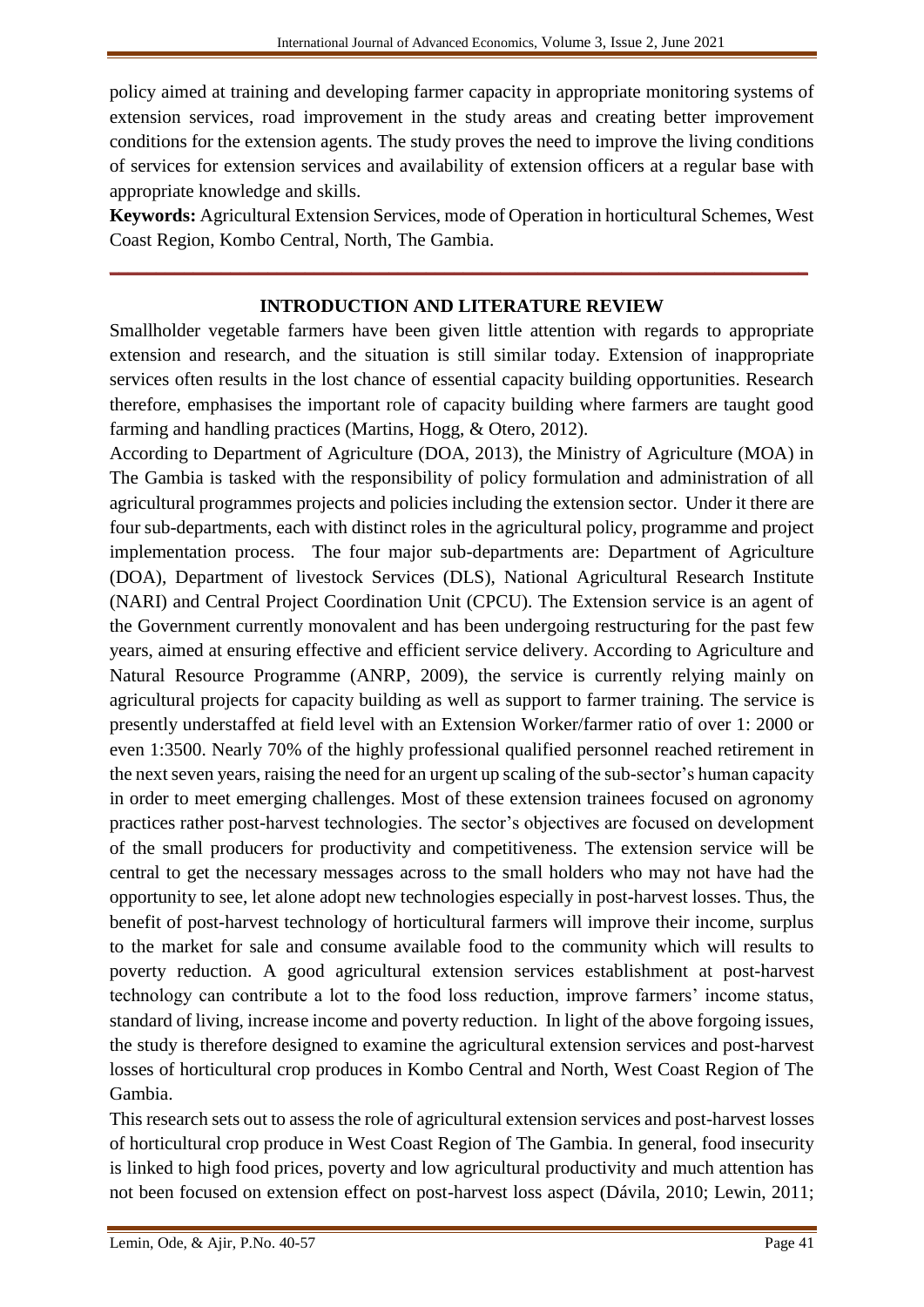policy aimed at training and developing farmer capacity in appropriate monitoring systems of extension services, road improvement in the study areas and creating better improvement conditions for the extension agents. The study proves the need to improve the living conditions of services for extension services and availability of extension officers at a regular base with appropriate knowledge and skills.

**Keywords:** Agricultural Extension Services, mode of Operation in horticultural Schemes, West Coast Region, Kombo Central, North, The Gambia.

## INTRODUCTION AND LITERATURE REVIEW

Smallholder vegetable farmers have been given little attention with regards to appropriate extension and research, and the situation is still similar today. Extension of inappropriate services often results in the lost chance of essential capacity building opportunities. Research therefore, emphasises the important role of capacity building where farmers are taught good farming and handling practices (Martins, Hogg, & Otero, 2012).

According to Department of Agriculture (DOA, 2013), the Ministry of Agriculture (MOA) in The Gambia is tasked with the responsibility of policy formulation and administration of all agricultural programmes projects and policies including the extension sector. Under it there are four sub-departments, each with distinct roles in the agricultural policy, programme and project implementation process. The four major sub-departments are: Department of Agriculture (DOA), Department of livestock Services (DLS), National Agricultural Research Institute (NARI) and Central Project Coordination Unit (CPCU). The Extension service is an agent of the Government currently monovalent and has been undergoing restructuring for the past few years, aimed at ensuring effective and efficient service delivery. According to Agriculture and Natural Resource Programme (ANRP, 2009), the service is currently relying mainly on agricultural projects for capacity building as well as support to farmer training. The service is presently understaffed at field level with an Extension Worker/farmer ratio of over 1: 2000 or even 1:3500. Nearly 70% of the highly professional qualified personnel reached retirement in the next seven years, raising the need for an urgent up scaling of the sub-sector's human capacity in order to meet emerging challenges. Most of these extension trainees focused on agronomy practices rather post-harvest technologies. The sector's objectives are focused on development of the small producers for productivity and competitiveness. The extension service will be central to get the necessary messages across to the small holders who may not have had the opportunity to see, let alone adopt new technologies especially in post-harvest losses. Thus, the benefit of post-harvest technology of horticultural farmers will improve their income, surplus to the market for sale and consume available food to the community which will results to poverty reduction. A good agricultural extension services establishment at post-harvest technology can contribute a lot to the food loss reduction, improve farmers' income status, standard of living, increase income and poverty reduction. In light of the above forgoing issues, the study is therefore designed to examine the agricultural extension services and post-harvest losses of horticultural crop produces in Kombo Central and North, West Coast Region of The Gambia.

This research sets out to assess the role of agricultural extension services and post-harvest losses of horticultural crop produce in West Coast Region of The Gambia. In general, food insecurity is linked to high food prices, poverty and low agricultural productivity and much attention has not been focused on extension effect on post-harvest loss aspect (Dávila, 2010; Lewin, 2011;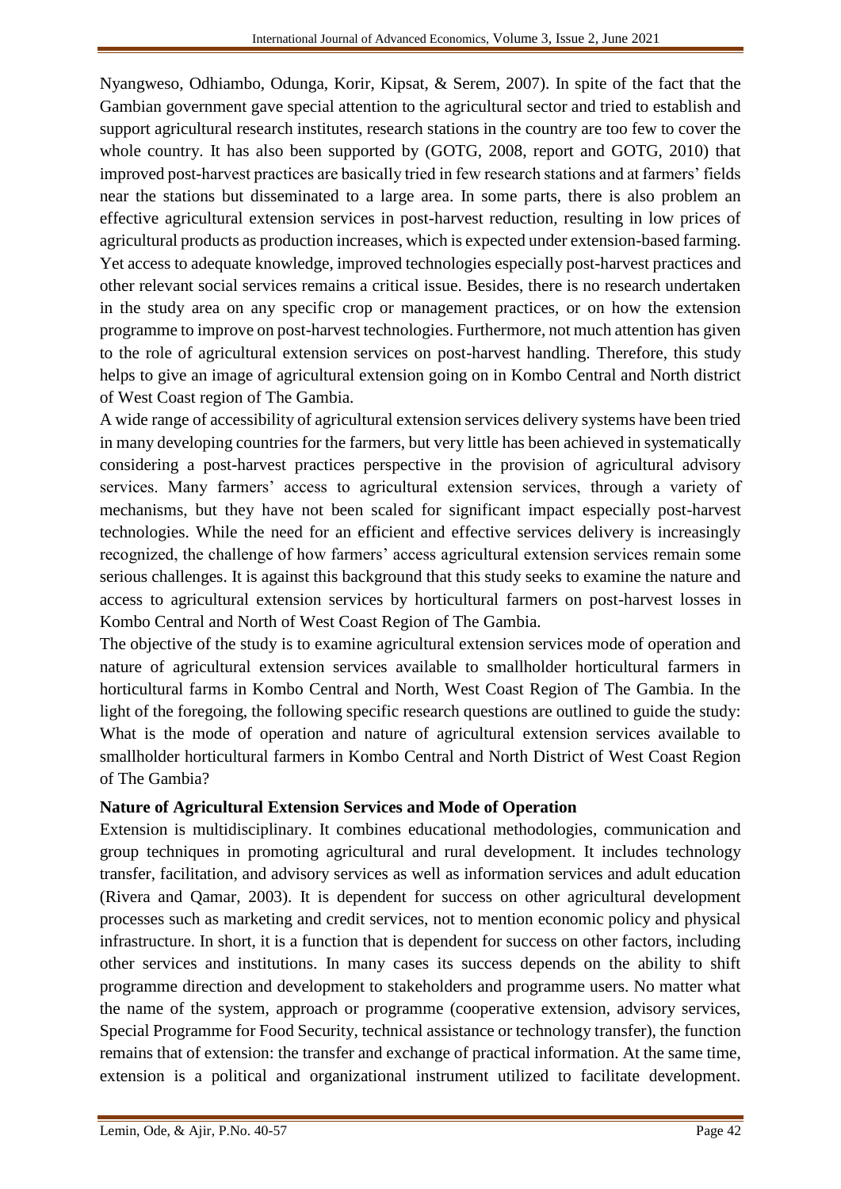Nyangweso, Odhiambo, Odunga, Korir, Kipsat, & Serem, 2007). In spite of the fact that the Gambian government gave special attention to the agricultural sector and tried to establish and support agricultural research institutes, research stations in the country are too few to cover the whole country. It has also been supported by (GOTG, 2008, report and GOTG, 2010) that improved post-harvest practices are basically tried in few research stations and at farmers' fields near the stations but disseminated to a large area. In some parts, there is also problem an effective agricultural extension services in post-harvest reduction, resulting in low prices of agricultural products as production increases, which is expected under extension-based farming. Yet access to adequate knowledge, improved technologies especially post-harvest practices and other relevant social services remains a critical issue. Besides, there is no research undertaken in the study area on any specific crop or management practices, or on how the extension programme to improve on post-harvest technologies. Furthermore, not much attention has given to the role of agricultural extension services on post-harvest handling. Therefore, this study helps to give an image of agricultural extension going on in Kombo Central and North district of West Coast region of The Gambia.

A wide range of accessibility of agricultural extension services delivery systems have been tried in many developing countries for the farmers, but very little has been achieved in systematically considering a post-harvest practices perspective in the provision of agricultural advisory services. Many farmers' access to agricultural extension services, through a variety of mechanisms, but they have not been scaled for significant impact especially post-harvest technologies. While the need for an efficient and effective services delivery is increasingly recognized, the challenge of how farmers' access agricultural extension services remain some serious challenges. It is against this background that this study seeks to examine the nature and access to agricultural extension services by horticultural farmers on post-harvest losses in Kombo Central and North of West Coast Region of The Gambia.

The objective of the study is to examine agricultural extension services mode of operation and nature of agricultural extension services available to smallholder horticultural farmers in horticultural farms in Kombo Central and North, West Coast Region of The Gambia. In the light of the foregoing, the following specific research questions are outlined to guide the study: What is the mode of operation and nature of agricultural extension services available to smallholder horticultural farmers in Kombo Central and North District of West Coast Region of The Gambia?

**Nature of Agricultural Extension Services and Mode of Operation**

Extension is multidisciplinary. It combines educational methodologies, communication and group techniques in promoting agricultural and rural development. It includes technology transfer, facilitation, and advisory services as well as information services and adult education (Rivera and Qamar, 2003). It is dependent for success on other agricultural development processes such as marketing and credit services, not to mention economic policy and physical infrastructure. In short, it is a function that is dependent for success on other factors, including other services and institutions. In many cases its success depends on the ability to shift programme direction and development to stakeholders and programme users. No matter what the name of the system, approach or programme (cooperative extension, advisory services, Special Programme for Food Security, technical assistance or technology transfer), the function remains that of extension: the transfer and exchange of practical information. At the same time, extension is a political and organizational instrument utilized to facilitate development.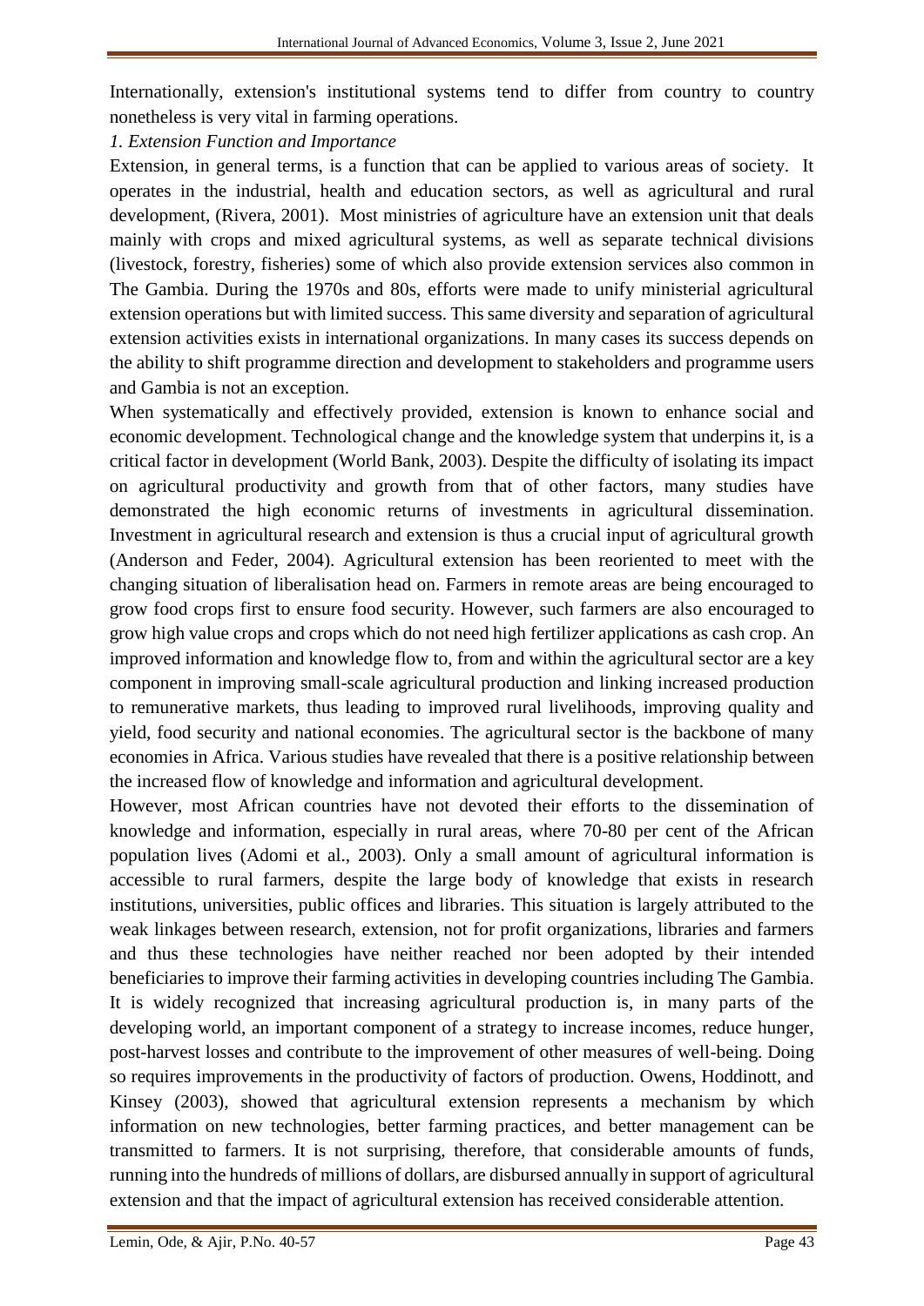Internationally, extension's institutional systems tend to differ from country to country nonetheless is very vital in farming operations.

*1. Extension Function and Importance*

Extension, in general terms, is a function that can be applied to various areas of society. It operates in the industrial, health and education sectors, as well as agricultural and rural development, (Rivera, 2001). Most ministries of agriculture have an extension unit that deals mainly with crops and mixed agricultural systems, as well as separate technical divisions (livestock, forestry, fisheries) some of which also provide extension services also common in The Gambia. During the 1970s and 80s, efforts were made to unify ministerial agricultural extension operations but with limited success. This same diversity and separation of agricultural extension activities exists in international organizations. In many cases its success depends on the ability to shift programme direction and development to stakeholders and programme users and Gambia is not an exception.

When systematically and effectively provided, extension is known to enhance social and economic development. Technological change and the knowledge system that underpins it, is a critical factor in development (World Bank, 2003). Despite the difficulty of isolating its impact on agricultural productivity and growth from that of other factors, many studies have demonstrated the high economic returns of investments in agricultural dissemination. Investment in agricultural research and extension is thus a crucial input of agricultural growth (Anderson and Feder, 2004). Agricultural extension has been reoriented to meet with the changing situation of liberalisation head on. Farmers in remote areas are being encouraged to grow food crops first to ensure food security. However, such farmers are also encouraged to grow high value crops and crops which do not need high fertilizer applications as cash crop. An improved information and knowledge flow to, from and within the agricultural sector are a key component in improving small-scale agricultural production and linking increased production to remunerative markets, thus leading to improved rural livelihoods, improving quality and yield, food security and national economies. The agricultural sector is the backbone of many economies in Africa. Various studies have revealed that there is a positive relationship between the increased flow of knowledge and information and agricultural development.

However, most African countries have not devoted their efforts to the dissemination of knowledge and information, especially in rural areas, where 70-80 per cent of the African population lives (Adomi et al., 2003). Only a small amount of agricultural information is accessible to rural farmers, despite the large body of knowledge that exists in research institutions, universities, public offices and libraries. This situation is largely attributed to the weak linkages between research, extension, not for profit organizations, libraries and farmers and thus these technologies have neither reached nor been adopted by their intended beneficiaries to improve their farming activities in developing countries including The Gambia.

It is widely recognized that increasing agricultural production is, in many parts of the developing world, an important component of a strategy to increase incomes, reduce hunger, post-harvest losses and contribute to the improvement of other measures of well-being. Doing so requires improvements in the productivity of factors of production. Owens, Hoddinott, and Kinsey (2003), showed that agricultural extension represents a mechanism by which information on new technologies, better farming practices, and better management can be transmitted to farmers. It is not surprising, therefore, that considerable amounts of funds, running into the hundreds of millions of dollars, are disbursed annually in support of agricultural extension and that the impact of agricultural extension has received considerable attention.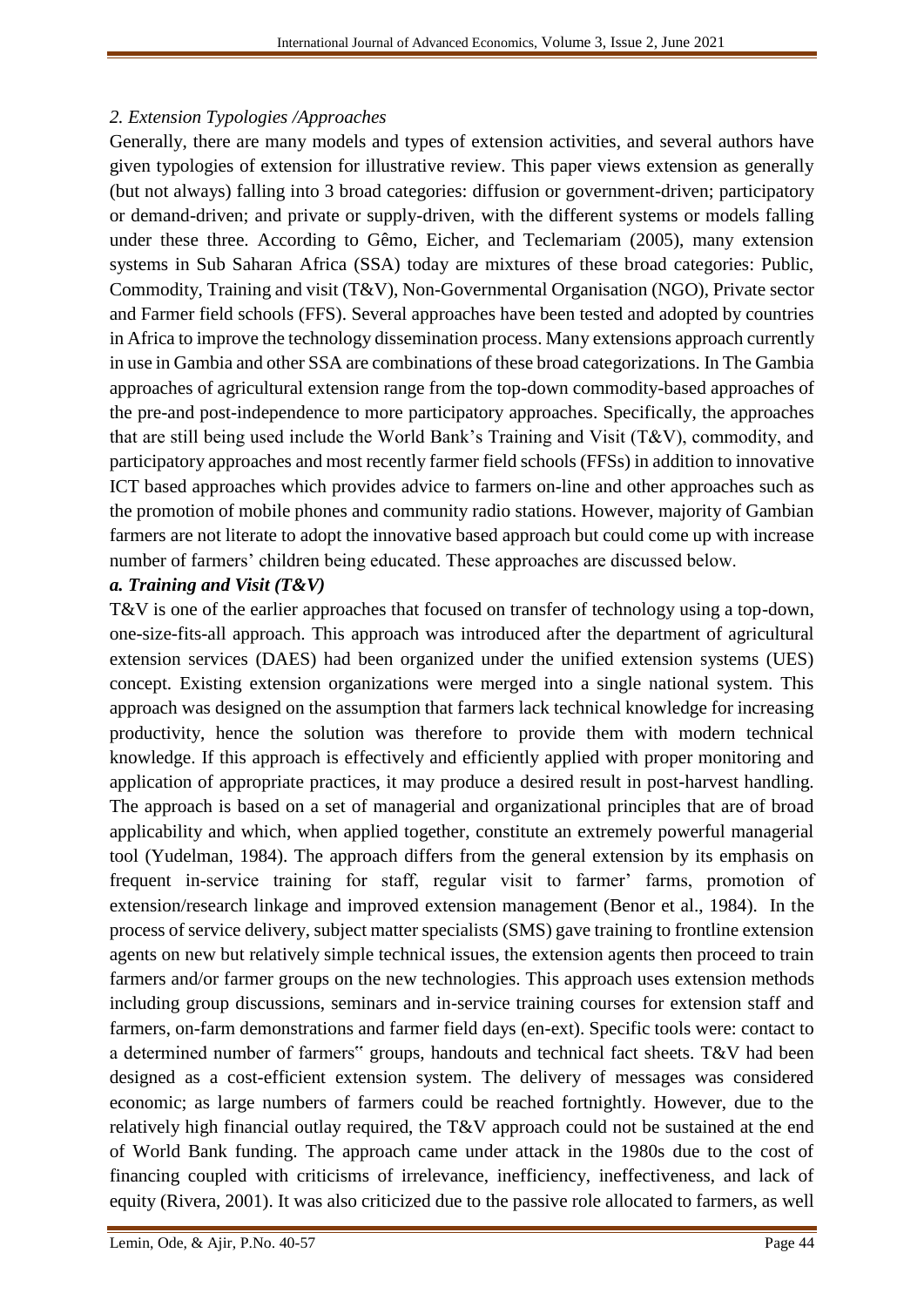## *2. Extension Typologies /Approaches*

Generally, there are many models and types of extension activities, and several authors have given typologies of extension for illustrative review. This paper views extension as generally (but not always) falling into 3 broad categories: diffusion or government-driven; participatory or demand-driven; and private or supply-driven, with the different systems or models falling under these three. According to Gêmo, Eicher, and Teclemariam (2005), many extension systems in Sub Saharan Africa (SSA) today are mixtures of these broad categories: Public, Commodity, Training and visit (T&V), Non-Governmental Organisation (NGO), Private sector and Farmer field schools (FFS). Several approaches have been tested and adopted by countries in Africa to improve the technology dissemination process. Many extensions approach currently in use in Gambia and other SSA are combinations of these broad categorizations. In The Gambia approaches of agricultural extension range from the top-down commodity-based approaches of the pre-and post-independence to more participatory approaches. Specifically, the approaches that are still being used include the World Bank's Training and Visit (T&V), commodity, and participatory approaches and most recently farmer field schools (FFSs) in addition to innovative ICT based approaches which provides advice to farmers on-line and other approaches such as the promotion of mobile phones and community radio stations. However, majority of Gambian farmers are not literate to adopt the innovative based approach but could come up with increase number of farmers' children being educated. These approaches are discussed below.

### *a. Training and Visit (T&V)*

T&V is one of the earlier approaches that focused on transfer of technology using a top-down, one-size-fits-all approach. This approach was introduced after the department of agricultural extension services (DAES) had been organized under the unified extension systems (UES) concept. Existing extension organizations were merged into a single national system. This approach was designed on the assumption that farmers lack technical knowledge for increasing productivity, hence the solution was therefore to provide them with modern technical knowledge. If this approach is effectively and efficiently applied with proper monitoring and application of appropriate practices, it may produce a desired result in post-harvest handling. The approach is based on a set of managerial and organizational principles that are of broad applicability and which, when applied together, constitute an extremely powerful managerial tool (Yudelman, 1984). The approach differs from the general extension by its emphasis on frequent in-service training for staff, regular visit to farmer' farms, promotion of extension/research linkage and improved extension management (Benor et al., 1984). In the process of service delivery, subject matter specialists (SMS) gave training to frontline extension agents on new but relatively simple technical issues, the extension agents then proceed to train farmers and/or farmer groups on the new technologies. This approach uses extension methods including group discussions, seminars and in-service training courses for extension staff and farmers, on-farm demonstrations and farmer field days (en-ext). Specific tools were: contact to a determined number of farmers" groups, handouts and technical fact sheets. T&V had been designed as a cost-efficient extension system. The delivery of messages was considered economic; as large numbers of farmers could be reached fortnightly. However, due to the relatively high financial outlay required, the T&V approach could not be sustained at the end of World Bank funding. The approach came under attack in the 1980s due to the cost of financing coupled with criticisms of irrelevance, inefficiency, ineffectiveness, and lack of equity (Rivera, 2001). It was also criticized due to the passive role allocated to farmers, as well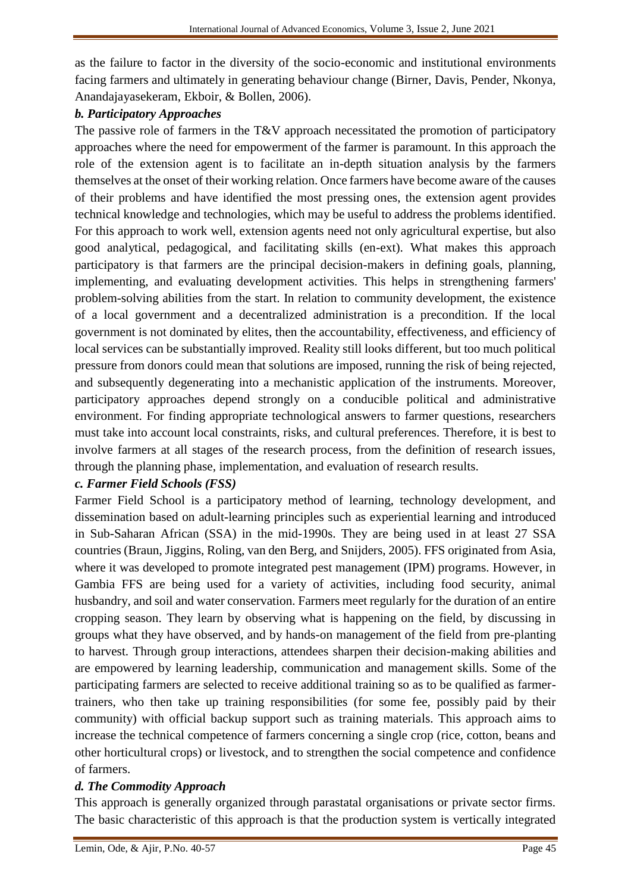as the failure to factor in the diversity of the socio-economic and institutional environments facing farmers and ultimately in generating behaviour change (Birner, Davis, Pender, Nkonya, Anandajayasekeram, Ekboir, & Bollen, 2006).

### *b. Participatory Approaches*

The passive role of farmers in the T&V approach necessitated the promotion of participatory approaches where the need for empowerment of the farmer is paramount. In this approach the role of the extension agent is to facilitate an in-depth situation analysis by the farmers themselves at the onset of their working relation. Once farmers have become aware of the causes of their problems and have identified the most pressing ones, the extension agent provides technical knowledge and technologies, which may be useful to address the problems identified. For this approach to work well, extension agents need not only agricultural expertise, but also good analytical, pedagogical, and facilitating skills (en-ext). What makes this approach participatory is that farmers are the principal decision-makers in defining goals, planning, implementing, and evaluating development activities. This helps in strengthening farmers' problem-solving abilities from the start. In relation to community development, the existence of a local government and a decentralized administration is a precondition. If the local government is not dominated by elites, then the accountability, effectiveness, and efficiency of local services can be substantially improved. Reality still looks different, but too much political pressure from donors could mean that solutions are imposed, running the risk of being rejected, and subsequently degenerating into a mechanistic application of the instruments. Moreover, participatory approaches depend strongly on a conducible political and administrative environment. For finding appropriate technological answers to farmer questions, researchers must take into account local constraints, risks, and cultural preferences. Therefore, it is best to involve farmers at all stages of the research process, from the definition of research issues, through the planning phase, implementation, and evaluation of research results.

### *c. Farmer Field Schools (FSS)*

Farmer Field School is a participatory method of learning, technology development, and dissemination based on adult-learning principles such as experiential learning and introduced in Sub-Saharan African (SSA) in the mid-1990s. They are being used in at least 27 SSA countries (Braun, Jiggins, Roling, van den Berg, and Snijders, 2005). FFS originated from Asia, where it was developed to promote integrated pest management (IPM) programs. However, in Gambia FFS are being used for a variety of activities, including food security, animal husbandry, and soil and water conservation. Farmers meet regularly for the duration of an entire cropping season. They learn by observing what is happening on the field, by discussing in groups what they have observed, and by hands-on management of the field from pre-planting to harvest. Through group interactions, attendees sharpen their decision-making abilities and are empowered by learning leadership, communication and management skills. Some of the participating farmers are selected to receive additional training so as to be qualified as farmer-trainers, who then take up training responsibilities (for some fee, possibly paid by their community) with official backup support such as training materials. This approach aims to increase the technical competence of farmers concerning a single crop (rice, cotton, beans and other horticultural crops) or livestock, and to strengthen the social competence and confidence of farmers.

### *d. The Commodity Approach*

This approach is generally organized through parastatal organisations or private sector firms. The basic characteristic of this approach is that the production system is vertically integrated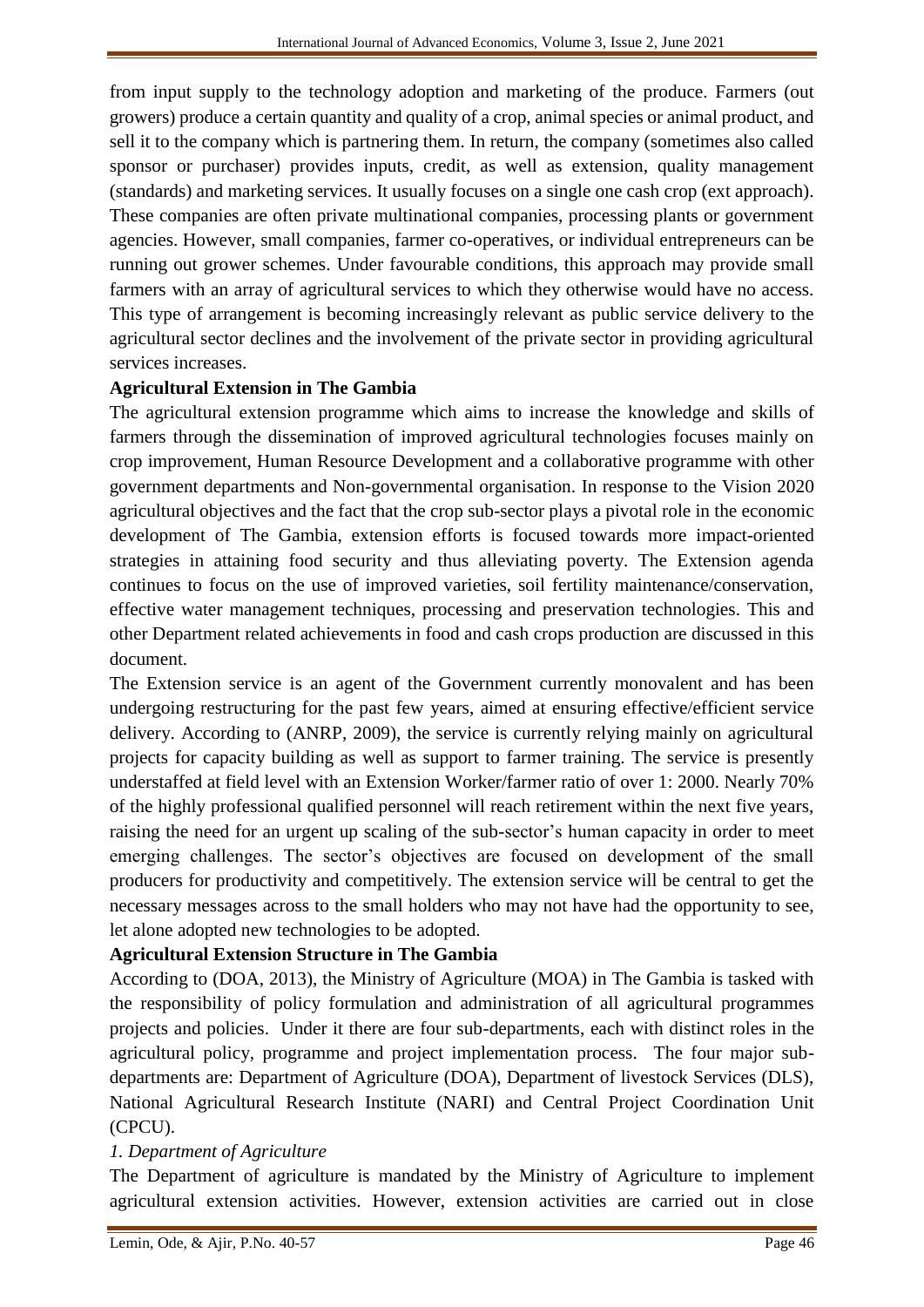from input supply to the technology adoption and marketing of the produce. Farmers (out growers) produce a certain quantity and quality of a crop, animal species or animal product, and sell it to the company which is partnering them. In return, the company (sometimes also called sponsor or purchaser) provides inputs, credit, as well as extension, quality management (standards) and marketing services. It usually focuses on a single one cash crop (ext approach). These companies are often private multinational companies, processing plants or government agencies. However, small companies, farmer co-operatives, or individual entrepreneurs can be running out grower schemes. Under favourable conditions, this approach may provide small farmers with an array of agricultural services to which they otherwise would have no access. This type of arrangement is becoming increasingly relevant as public service delivery to the agricultural sector declines and the involvement of the private sector in providing agricultural services increases.

**Agricultural Extension in The Gambia**

The agricultural extension programme which aims to increase the knowledge and skills of farmers through the dissemination of improved agricultural technologies focuses mainly on crop improvement, Human Resource Development and a collaborative programme with other government departments and Non-governmental organisation. In response to the Vision 2020 agricultural objectives and the fact that the crop sub-sector plays a pivotal role in the economic development of The Gambia, extension efforts is focused towards more impact-oriented strategies in attaining food security and thus alleviating poverty. The Extension agenda continues to focus on the use of improved varieties, soil fertility maintenance/conservation, effective water management techniques, processing and preservation technologies. This and other Department related achievements in food and cash crops production are discussed in this document.

The Extension service is an agent of the Government currently monovalent and has been undergoing restructuring for the past few years, aimed at ensuring effective/efficient service delivery. According to (ANRP, 2009), the service is currently relying mainly on agricultural projects for capacity building as well as support to farmer training. The service is presently understaffed at field level with an Extension Worker/farmer ratio of over 1: 2000. Nearly 70% of the highly professional qualified personnel will reach retirement within the next five years, raising the need for an urgent up scaling of the sub-sector's human capacity in order to meet emerging challenges. The sector's objectives are focused on development of the small producers for productivity and competitively. The extension service will be central to get the necessary messages across to the small holders who may not have had the opportunity to see, let alone adopted new technologies to be adopted.

**Agricultural Extension Structure in The Gambia**

According to (DOA, 2013), the Ministry of Agriculture (MOA) in The Gambia is tasked with the responsibility of policy formulation and administration of all agricultural programmes projects and policies. Under it there are four sub-departments, each with distinct roles in the agricultural policy, programme and project implementation process. The four major sub-departments are: Department of Agriculture (DOA), Department of livestock Services (DLS), National Agricultural Research Institute (NARI) and Central Project Coordination Unit (CPCU).

*1. Department of Agriculture*

The Department of agriculture is mandated by the Ministry of Agriculture to implement agricultural extension activities. However, extension activities are carried out in close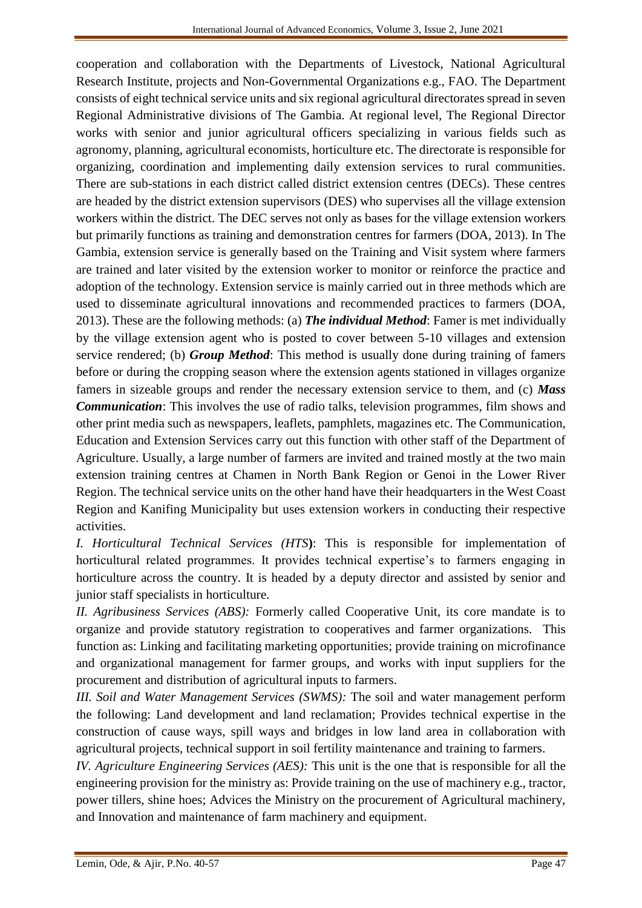cooperation and collaboration with the Departments of Livestock, National Agricultural Research Institute, projects and Non-Governmental Organizations e.g., FAO. The Department consists of eight technical service units and six regional agricultural directorates spread in seven Regional Administrative divisions of The Gambia. At regional level, The Regional Director works with senior and junior agricultural officers specializing in various fields such as agronomy, planning, agricultural economists, horticulture etc. The directorate is responsible for organizing, coordination and implementing daily extension services to rural communities. There are sub-stations in each district called district extension centres (DECs). These centres are headed by the district extension supervisors (DES) who supervises all the village extension workers within the district. The DEC serves not only as bases for the village extension workers but primarily functions as training and demonstration centres for farmers (DOA, 2013). In The Gambia, extension service is generally based on the Training and Visit system where farmers are trained and later visited by the extension worker to monitor or reinforce the practice and adoption of the technology. Extension service is mainly carried out in three methods which are used to disseminate agricultural innovations and recommended practices to farmers (DOA, 2013). These are the following methods: (a) ***The individual Method***: Famer is met individually by the village extension agent who is posted to cover between 5-10 villages and extension service rendered; (b) ***Group Method***: This method is usually done during training of famers before or during the cropping season where the extension agents stationed in villages organize famers in sizeable groups and render the necessary extension service to them, and (c) ***Mass Communication***: This involves the use of radio talks, television programmes, film shows and other print media such as newspapers, leaflets, pamphlets, magazines etc. The Communication, Education and Extension Services carry out this function with other staff of the Department of Agriculture. Usually, a large number of farmers are invited and trained mostly at the two main extension training centres at Chamen in North Bank Region or Genoi in the Lower River Region. The technical service units on the other hand have their headquarters in the West Coast Region and Kanifing Municipality but uses extension workers in conducting their respective activities.

*I. Horticultural Technical Services (HTS***)**: This is responsible for implementation of horticultural related programmes. It provides technical expertise's to farmers engaging in horticulture across the country. It is headed by a deputy director and assisted by senior and junior staff specialists in horticulture.

*II. Agribusiness Services (ABS):* Formerly called Cooperative Unit, its core mandate is to organize and provide statutory registration to cooperatives and farmer organizations. This function as: Linking and facilitating marketing opportunities; provide training on microfinance and organizational management for farmer groups, and works with input suppliers for the procurement and distribution of agricultural inputs to farmers.

*III. Soil and Water Management Services (SWMS):* The soil and water management perform the following: Land development and land reclamation; Provides technical expertise in the construction of cause ways, spill ways and bridges in low land area in collaboration with agricultural projects, technical support in soil fertility maintenance and training to farmers.

*IV. Agriculture Engineering Services (AES):* This unit is the one that is responsible for all the engineering provision for the ministry as: Provide training on the use of machinery e.g., tractor, power tillers, shine hoes; Advices the Ministry on the procurement of Agricultural machinery, and Innovation and maintenance of farm machinery and equipment.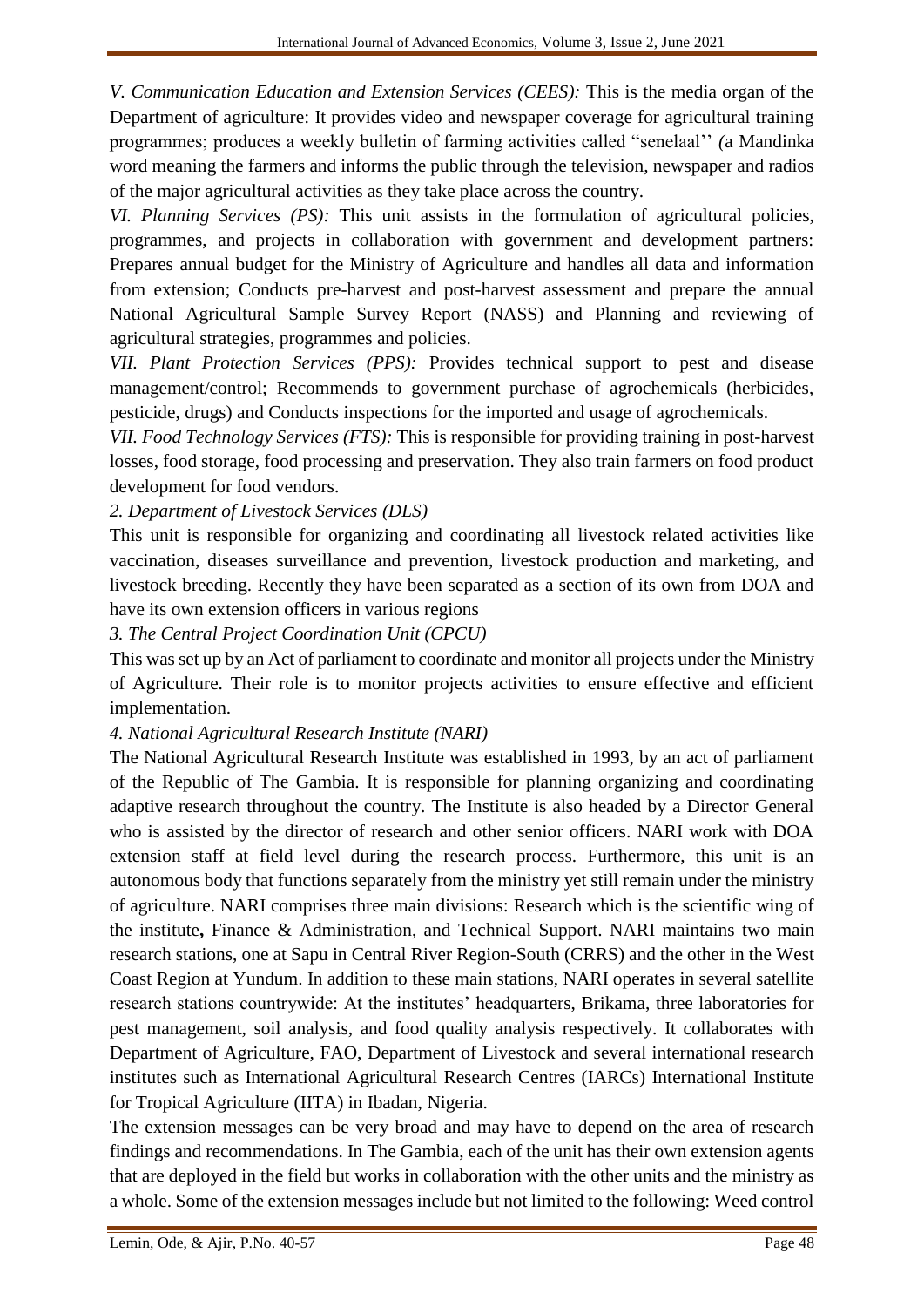*V. Communication Education and Extension Services (CEES):* This is the media organ of the Department of agriculture: It provides video and newspaper coverage for agricultural training programmes; produces a weekly bulletin of farming activities called "senelaal'' *(*a Mandinka word meaning the farmers and informs the public through the television, newspaper and radios of the major agricultural activities as they take place across the country.

*VI. Planning Services (PS):* This unit assists in the formulation of agricultural policies, programmes, and projects in collaboration with government and development partners: Prepares annual budget for the Ministry of Agriculture and handles all data and information from extension; Conducts pre-harvest and post-harvest assessment and prepare the annual National Agricultural Sample Survey Report (NASS) and Planning and reviewing of agricultural strategies, programmes and policies.

*VII. Plant Protection Services (PPS):* Provides technical support to pest and disease management/control; Recommends to government purchase of agrochemicals (herbicides, pesticide, drugs) and Conducts inspections for the imported and usage of agrochemicals.

*VII. Food Technology Services (FTS):* This is responsible for providing training in post-harvest losses, food storage, food processing and preservation. They also train farmers on food product development for food vendors.

*2. Department of Livestock Services (DLS)*

This unit is responsible for organizing and coordinating all livestock related activities like vaccination, diseases surveillance and prevention, livestock production and marketing, and livestock breeding. Recently they have been separated as a section of its own from DOA and have its own extension officers in various regions

*3. The Central Project Coordination Unit (CPCU)*

This was set up by an Act of parliament to coordinate and monitor all projects under the Ministry of Agriculture. Their role is to monitor projects activities to ensure effective and efficient implementation.

*4. National Agricultural Research Institute (NARI)*

The National Agricultural Research Institute was established in 1993, by an act of parliament of the Republic of The Gambia. It is responsible for planning organizing and coordinating adaptive research throughout the country. The Institute is also headed by a Director General who is assisted by the director of research and other senior officers. NARI work with DOA extension staff at field level during the research process. Furthermore, this unit is an autonomous body that functions separately from the ministry yet still remain under the ministry of agriculture. NARI comprises three main divisions: Research which is the scientific wing of the institute**,** Finance & Administration, and Technical Support. NARI maintains two main research stations, one at Sapu in Central River Region-South (CRRS) and the other in the West Coast Region at Yundum. In addition to these main stations, NARI operates in several satellite research stations countrywide: At the institutes' headquarters, Brikama, three laboratories for pest management, soil analysis, and food quality analysis respectively. It collaborates with Department of Agriculture, FAO, Department of Livestock and several international research institutes such as International Agricultural Research Centres (IARCs) International Institute for Tropical Agriculture (IITA) in Ibadan, Nigeria.

The extension messages can be very broad and may have to depend on the area of research findings and recommendations. In The Gambia, each of the unit has their own extension agents that are deployed in the field but works in collaboration with the other units and the ministry as a whole. Some of the extension messages include but not limited to the following: Weed control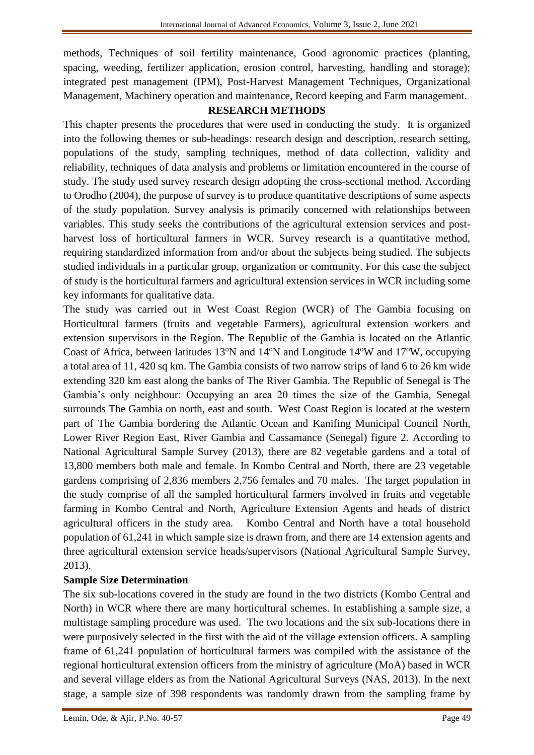methods, Techniques of soil fertility maintenance, Good agronomic practices (planting, spacing, weeding, fertilizer application, erosion control, harvesting, handling and storage); integrated pest management (IPM), Post-Harvest Management Techniques, Organizational Management, Machinery operation and maintenance, Record keeping and Farm management.

## RESEARCH METHODS

This chapter presents the procedures that were used in conducting the study. It is organized into the following themes or sub-headings: research design and description, research setting, populations of the study, sampling techniques, method of data collection, validity and reliability, techniques of data analysis and problems or limitation encountered in the course of study. The study used survey research design adopting the cross-sectional method. According to Orodho (2004), the purpose of survey is to produce quantitative descriptions of some aspects of the study population. Survey analysis is primarily concerned with relationships between variables. This study seeks the contributions of the agricultural extension services and post-harvest loss of horticultural farmers in WCR. Survey research is a quantitative method, requiring standardized information from and/or about the subjects being studied. The subjects studied individuals in a particular group, organization or community. For this case the subject of study is the horticultural farmers and agricultural extension services in WCR including some key informants for qualitative data.

The study was carried out in West Coast Region (WCR) of The Gambia focusing on Horticultural farmers (fruits and vegetable Farmers), agricultural extension workers and extension supervisors in the Region. The Republic of the Gambia is located on the Atlantic Coast of Africa, between latitudes 13°N and 14°N and Longitude 14°W and 17°W, occupying a total area of 11, 420 sq km. The Gambia consists of two narrow strips of land 6 to 26 km wide extending 320 km east along the banks of The River Gambia. The Republic of Senegal is The Gambia's only neighbour: Occupying an area 20 times the size of the Gambia, Senegal surrounds The Gambia on north, east and south. West Coast Region is located at the western part of The Gambia bordering the Atlantic Ocean and Kanifing Municipal Council North, Lower River Region East, River Gambia and Cassamance (Senegal) figure 2. According to National Agricultural Sample Survey (2013), there are 82 vegetable gardens and a total of 13,800 members both male and female. In Kombo Central and North, there are 23 vegetable gardens comprising of 2,836 members 2,756 females and 70 males. The target population in the study comprise of all the sampled horticultural farmers involved in fruits and vegetable farming in Kombo Central and North, Agriculture Extension Agents and heads of district agricultural officers in the study area. Kombo Central and North have a total household population of 61,241 in which sample size is drawn from, and there are 14 extension agents and three agricultural extension service heads/supervisors (National Agricultural Sample Survey, 2013).

**Sample Size Determination**

The six sub-locations covered in the study are found in the two districts (Kombo Central and North) in WCR where there are many horticultural schemes. In establishing a sample size, a multistage sampling procedure was used. The two locations and the six sub-locations there in were purposively selected in the first with the aid of the village extension officers. A sampling frame of 61,241 population of horticultural farmers was compiled with the assistance of the regional horticultural extension officers from the ministry of agriculture (MoA) based in WCR and several village elders as from the National Agricultural Surveys (NAS, 2013). In the next stage, a sample size of 398 respondents was randomly drawn from the sampling frame by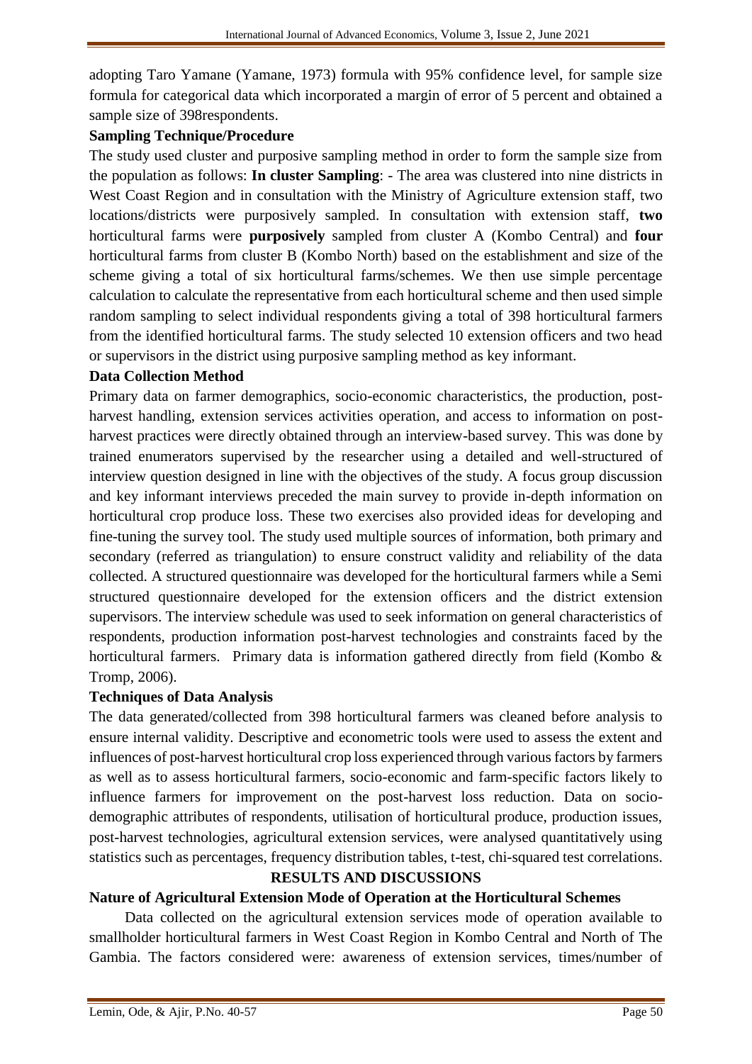adopting Taro Yamane (Yamane, 1973) formula with 95% confidence level, for sample size formula for categorical data which incorporated a margin of error of 5 percent and obtained a sample size of 398respondents.

**Sampling Technique/Procedure**

The study used cluster and purposive sampling method in order to form the sample size from the population as follows: **In cluster Sampling**: - The area was clustered into nine districts in West Coast Region and in consultation with the Ministry of Agriculture extension staff, two locations/districts were purposively sampled. In consultation with extension staff, **two** horticultural farms were **purposively** sampled from cluster A (Kombo Central) and **four** horticultural farms from cluster B (Kombo North) based on the establishment and size of the scheme giving a total of six horticultural farms/schemes. We then use simple percentage calculation to calculate the representative from each horticultural scheme and then used simple random sampling to select individual respondents giving a total of 398 horticultural farmers from the identified horticultural farms. The study selected 10 extension officers and two head or supervisors in the district using purposive sampling method as key informant.

**Data Collection Method**

Primary data on farmer demographics, socio-economic characteristics, the production, post-harvest handling, extension services activities operation, and access to information on post-harvest practices were directly obtained through an interview-based survey. This was done by trained enumerators supervised by the researcher using a detailed and well-structured of interview question designed in line with the objectives of the study. A focus group discussion and key informant interviews preceded the main survey to provide in-depth information on horticultural crop produce loss. These two exercises also provided ideas for developing and fine-tuning the survey tool. The study used multiple sources of information, both primary and secondary (referred as triangulation) to ensure construct validity and reliability of the data collected. A structured questionnaire was developed for the horticultural farmers while a Semi structured questionnaire developed for the extension officers and the district extension supervisors. The interview schedule was used to seek information on general characteristics of respondents, production information post-harvest technologies and constraints faced by the horticultural farmers. Primary data is information gathered directly from field (Kombo & Tromp, 2006).

**Techniques of Data Analysis**

The data generated/collected from 398 horticultural farmers was cleaned before analysis to ensure internal validity. Descriptive and econometric tools were used to assess the extent and influences of post-harvest horticultural crop loss experienced through various factors by farmers as well as to assess horticultural farmers, socio-economic and farm-specific factors likely to influence farmers for improvement on the post-harvest loss reduction. Data on socio-demographic attributes of respondents, utilisation of horticultural produce, production issues, post-harvest technologies, agricultural extension services, were analysed quantitatively using statistics such as percentages, frequency distribution tables, t-test, chi-squared test correlations.

## RESULTS AND DISCUSSIONS

**Nature of Agricultural Extension Mode of Operation at the Horticultural Schemes**

Data collected on the agricultural extension services mode of operation available to smallholder horticultural farmers in West Coast Region in Kombo Central and North of The Gambia. The factors considered were: awareness of extension services, times/number of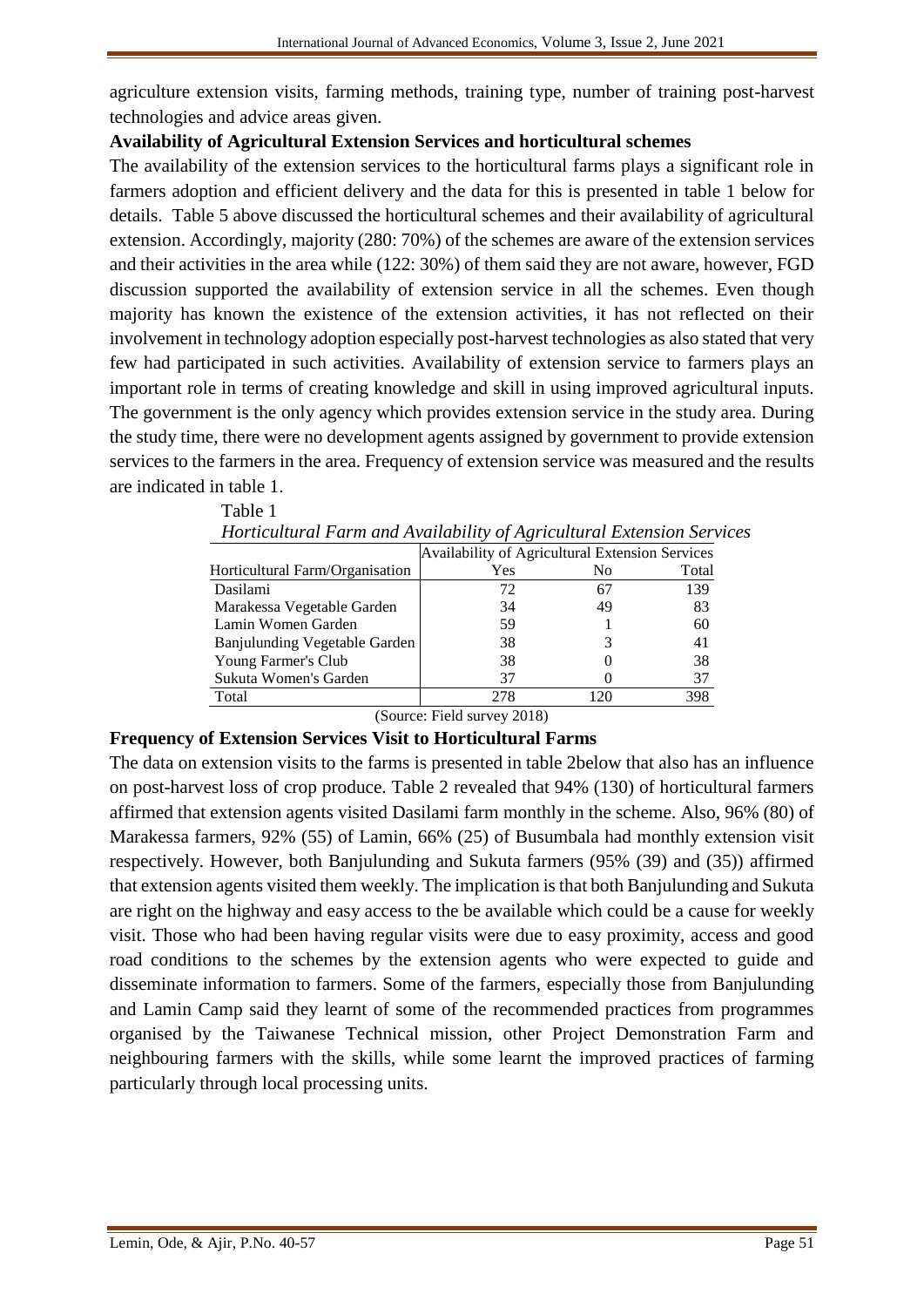agriculture extension visits, farming methods, training type, number of training post-harvest technologies and advice areas given.

**Availability of Agricultural Extension Services and horticultural schemes**

The availability of the extension services to the horticultural farms plays a significant role in farmers adoption and efficient delivery and the data for this is presented in table 1 below for details. Table 5 above discussed the horticultural schemes and their availability of agricultural extension. Accordingly, majority (280: 70%) of the schemes are aware of the extension services and their activities in the area while (122: 30%) of them said they are not aware, however, FGD discussion supported the availability of extension service in all the schemes. Even though majority has known the existence of the extension activities, it has not reflected on their involvement in technology adoption especially post-harvest technologies as also stated that very few had participated in such activities. Availability of extension service to farmers plays an important role in terms of creating knowledge and skill in using improved agricultural inputs. The government is the only agency which provides extension service in the study area. During the study time, there were no development agents assigned by government to provide extension services to the farmers in the area. Frequency of extension service was measured and the results are indicated in table 1.

Table 1

*Horticultural Farm and Availability of Agricultural Extension Services*

| | Availability of Agricultural Extension Services | | |
|---|---|---|---|
| Horticultural Farm/Organisation | Yes | No | Total |
| Dasilami | 72 | 67 | 139 |
| Marakessa Vegetable Garden | 34 | 49 | 83 |
| Lamin Women Garden | 59 | 1 | 60 |
| Banjulunding Vegetable Garden | 38 | 3 | 41 |
| Young Farmer's Club | 38 | 0 | 38 |
| Sukuta Women's Garden | 37 | 0 | 37 |
| Total | 278 | 120 | 398 |

(Source: Field survey 2018)

**Frequency of Extension Services Visit to Horticultural Farms**

The data on extension visits to the farms is presented in table 2below that also has an influence on post-harvest loss of crop produce. Table 2 revealed that 94% (130) of horticultural farmers affirmed that extension agents visited Dasilami farm monthly in the scheme. Also, 96% (80) of Marakessa farmers, 92% (55) of Lamin, 66% (25) of Busumbala had monthly extension visit respectively. However, both Banjulunding and Sukuta farmers (95% (39) and (35)) affirmed that extension agents visited them weekly. The implication is that both Banjulunding and Sukuta are right on the highway and easy access to the be available which could be a cause for weekly visit. Those who had been having regular visits were due to easy proximity, access and good road conditions to the schemes by the extension agents who were expected to guide and disseminate information to farmers. Some of the farmers, especially those from Banjulunding and Lamin Camp said they learnt of some of the recommended practices from programmes organised by the Taiwanese Technical mission, other Project Demonstration Farm and neighbouring farmers with the skills, while some learnt the improved practices of farming particularly through local processing units.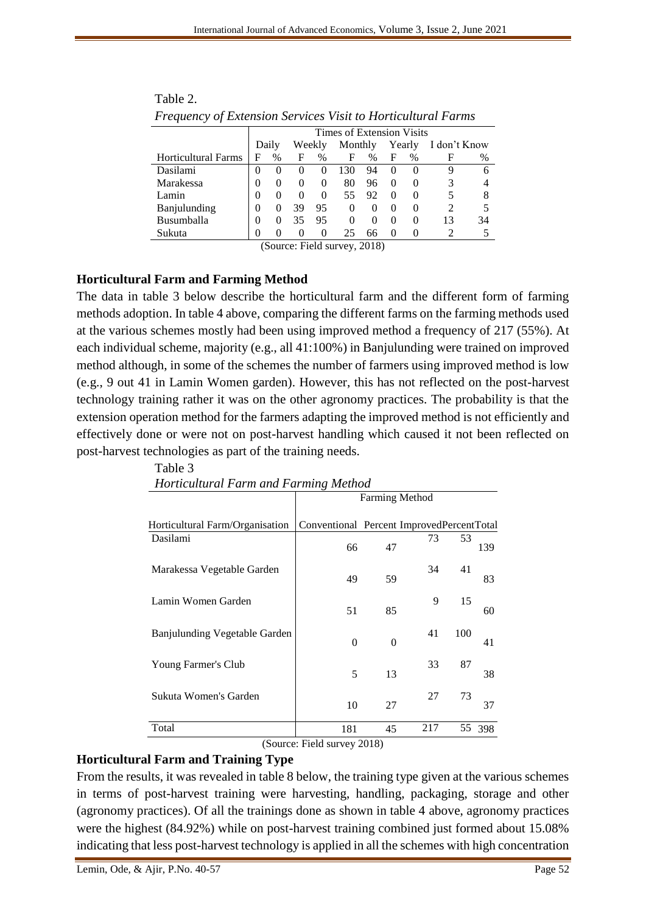Table 2.

*Frequency of Extension Services Visit to Horticultural Farms*

| | Times of Extension Visits | | | | | | | | | |
|---|---|---|---|---|---|---|---|---|---|---|
| | Daily | | Weekly | | Monthly | | Yearly | | I don't Know | |
| Horticultural Farms | F | % | F | % | F | % | F | % | F | % |
| Dasilami | 0 | 0 | 0 | 0 | 130 | 94 | 0 | 0 | 9 | 6 |
| Marakessa | 0 | 0 | 0 | 0 | 80 | 96 | 0 | 0 | 3 | 4 |
| Lamin | 0 | 0 | 0 | 0 | 55 | 92 | 0 | 0 | 5 | 8 |
| Banjulunding | 0 | 0 | 39 | 95 | 0 | 0 | 0 | 0 | 2 | 5 |
| Busumballa | 0 | 0 | 35 | 95 | 0 | 0 | 0 | 0 | 13 | 34 |
| Sukuta | 0 | 0 | 0 | 0 | 25 | 66 | 0 | 0 | 2 | 5 |

(Source: Field survey, 2018)

## Horticultural Farm and Farming Method

The data in table 3 below describe the horticultural farm and the different form of farming methods adoption. In table 4 above, comparing the different farms on the farming methods used at the various schemes mostly had been using improved method a frequency of 217 (55%). At each individual scheme, majority (e.g., all 41:100%) in Banjulunding were trained on improved method although, in some of the schemes the number of farmers using improved method is low (e.g., 9 out 41 in Lamin Women garden). However, this has not reflected on the post-harvest technology training rather it was on the other agronomy practices. The probability is that the extension operation method for the farmers adapting the improved method is not efficiently and effectively done or were not on post-harvest handling which caused it not been reflected on post-harvest technologies as part of the training needs.

Table 3

*Horticultural Farm and Farming Method*

| | Farming Method | | | | |
|---|---|---|---|---|---|
| Horticultural Farm/Organisation | Conventional | Percent | Improved | Percent | Total |
| Dasilami | 66 | 47 | 73 | 53 | 139 |
| Marakessa Vegetable Garden | 49 | 59 | 34 | 41 | 83 |
| Lamin Women Garden | 51 | 85 | 9 | 15 | 60 |
| Banjulunding Vegetable Garden | 0 | 0 | 41 | 100 | 41 |
| Young Farmer's Club | 5 | 13 | 33 | 87 | 38 |
| Sukuta Women's Garden | 10 | 27 | 27 | 73 | 37 |
| Total | 181 | 45 | 217 | 55 | 398 |

(Source: Field survey 2018)

## Horticultural Farm and Training Type

From the results, it was revealed in table 8 below, the training type given at the various schemes in terms of post-harvest training were harvesting, handling, packaging, storage and other (agronomy practices). Of all the trainings done as shown in table 4 above, agronomy practices were the highest (84.92%) while on post-harvest training combined just formed about 15.08% indicating that less post-harvest technology is applied in all the schemes with high concentration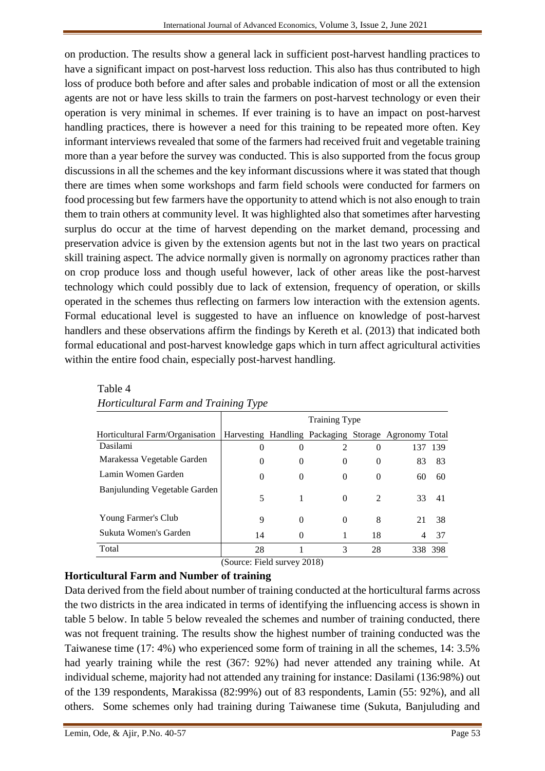on production. The results show a general lack in sufficient post-harvest handling practices to have a significant impact on post-harvest loss reduction. This also has thus contributed to high loss of produce both before and after sales and probable indication of most or all the extension agents are not or have less skills to train the farmers on post-harvest technology or even their operation is very minimal in schemes. If ever training is to have an impact on post-harvest handling practices, there is however a need for this training to be repeated more often. Key informant interviews revealed that some of the farmers had received fruit and vegetable training more than a year before the survey was conducted. This is also supported from the focus group discussions in all the schemes and the key informant discussions where it was stated that though there are times when some workshops and farm field schools were conducted for farmers on food processing but few farmers have the opportunity to attend which is not also enough to train them to train others at community level. It was highlighted also that sometimes after harvesting surplus do occur at the time of harvest depending on the market demand, processing and preservation advice is given by the extension agents but not in the last two years on practical skill training aspect. The advice normally given is normally on agronomy practices rather than on crop produce loss and though useful however, lack of other areas like the post-harvest technology which could possibly due to lack of extension, frequency of operation, or skills operated in the schemes thus reflecting on farmers low interaction with the extension agents. Formal educational level is suggested to have an influence on knowledge of post-harvest handlers and these observations affirm the findings by Kereth et al. (2013) that indicated both formal educational and post-harvest knowledge gaps which in turn affect agricultural activities within the entire food chain, especially post-harvest handling.

Table 4
*Horticultural Farm and Training Type*

| | Training Type | | | | | |
|---|---|---|---|---|---|---|
| Horticultural Farm/Organisation | Harvesting | Handling | Packaging | Storage | Agronomy | Total |
| Dasilami | 0 | 0 | 2 | 0 | 137 | 139 |
| Marakessa Vegetable Garden | 0 | 0 | 0 | 0 | 83 | 83 |
| Lamin Women Garden | 0 | 0 | 0 | 0 | 60 | 60 |
| Banjulunding Vegetable Garden | 5 | 1 | 0 | 2 | 33 | 41 |
| Young Farmer's Club | 9 | 0 | 0 | 8 | 21 | 38 |
| Sukuta Women's Garden | 14 | 0 | 1 | 18 | 4 | 37 |
| Total | 28 | 1 | 3 | 28 | 338 | 398 |

(Source: Field survey 2018)

## Horticultural Farm and Number of training

Data derived from the field about number of training conducted at the horticultural farms across the two districts in the area indicated in terms of identifying the influencing access is shown in table 5 below. In table 5 below revealed the schemes and number of training conducted, there was not frequent training. The results show the highest number of training conducted was the Taiwanese time (17: 4%) who experienced some form of training in all the schemes, 14: 3.5% had yearly training while the rest (367: 92%) had never attended any training while. At individual scheme, majority had not attended any training for instance: Dasilami (136:98%) out of the 139 respondents, Marakissa (82:99%) out of 83 respondents, Lamin (55: 92%), and all others. Some schemes only had training during Taiwanese time (Sukuta, Banjuluding and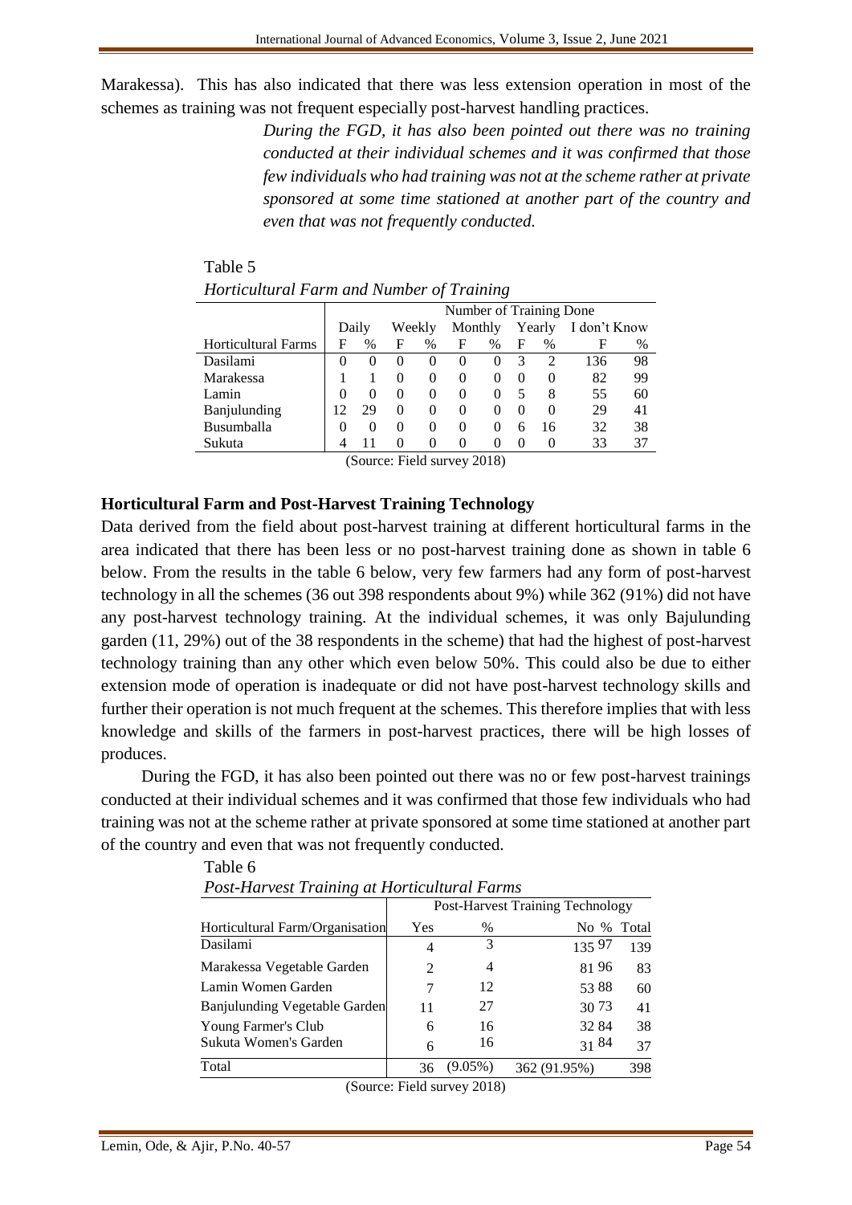Marakessa). This has also indicated that there was less extension operation in most of the schemes as training was not frequent especially post-harvest handling practices.

> *During the FGD, it has also been pointed out there was no training conducted at their individual schemes and it was confirmed that those few individuals who had training was not at the scheme rather at private sponsored at some time stationed at another part of the country and even that was not frequently conducted.*

Table 5

*Horticultural Farm and Number of Training*

| | Number of Training Done | | | | | | | | | |
|---|---|---|---|---|---|---|---|---|---|---|
| | Daily | | Weekly | | Monthly | | Yearly | | I don't Know | |
| Horticultural Farms | F | % | F | % | F | % | F | % | F | % |
| Dasilami | 0 | 0 | 0 | 0 | 0 | 0 | 3 | 2 | 136 | 98 |
| Marakessa | 1 | 1 | 0 | 0 | 0 | 0 | 0 | 0 | 82 | 99 |
| Lamin | 0 | 0 | 0 | 0 | 0 | 0 | 5 | 8 | 55 | 60 |
| Banjulunding | 12 | 29 | 0 | 0 | 0 | 0 | 0 | 0 | 29 | 41 |
| Busumballa | 0 | 0 | 0 | 0 | 0 | 0 | 6 | 16 | 32 | 38 |
| Sukuta | 4 | 11 | 0 | 0 | 0 | 0 | 0 | 0 | 33 | 37 |

(Source: Field survey 2018)

## Horticultural Farm and Post-Harvest Training Technology

Data derived from the field about post-harvest training at different horticultural farms in the area indicated that there has been less or no post-harvest training done as shown in table 6 below. From the results in the table 6 below, very few farmers had any form of post-harvest technology in all the schemes (36 out 398 respondents about 9%) while 362 (91%) did not have any post-harvest technology training. At the individual schemes, it was only Bajulunding garden (11, 29%) out of the 38 respondents in the scheme) that had the highest of post-harvest technology training than any other which even below 50%. This could also be due to either extension mode of operation is inadequate or did not have post-harvest technology skills and further their operation is not much frequent at the schemes. This therefore implies that with less knowledge and skills of the farmers in post-harvest practices, there will be high losses of produces.

During the FGD, it has also been pointed out there was no or few post-harvest trainings conducted at their individual schemes and it was confirmed that those few individuals who had training was not at the scheme rather at private sponsored at some time stationed at another part of the country and even that was not frequently conducted.

Table 6

*Post-Harvest Training at Horticultural Farms*

| | Post-Harvest Training Technology | | | | |
|---|---|---|---|---|---|
| Horticultural Farm/Organisation | Yes | % | No | % | Total |
| Dasilami | 4 | 3 | 135 | 97 | 139 |
| Marakessa Vegetable Garden | 2 | 4 | 81 | 96 | 83 |
| Lamin Women Garden | 7 | 12 | 53 | 88 | 60 |
| Banjulunding Vegetable Garden | 11 | 27 | 30 | 73 | 41 |
| Young Farmer's Club | 6 | 16 | 32 | 84 | 38 |
| Sukuta Women's Garden | 6 | 16 | 31 | 84 | 37 |
| Total | 36 | (9.05%) | 362 (91.95%) | | 398 |

(Source: Field survey 2018)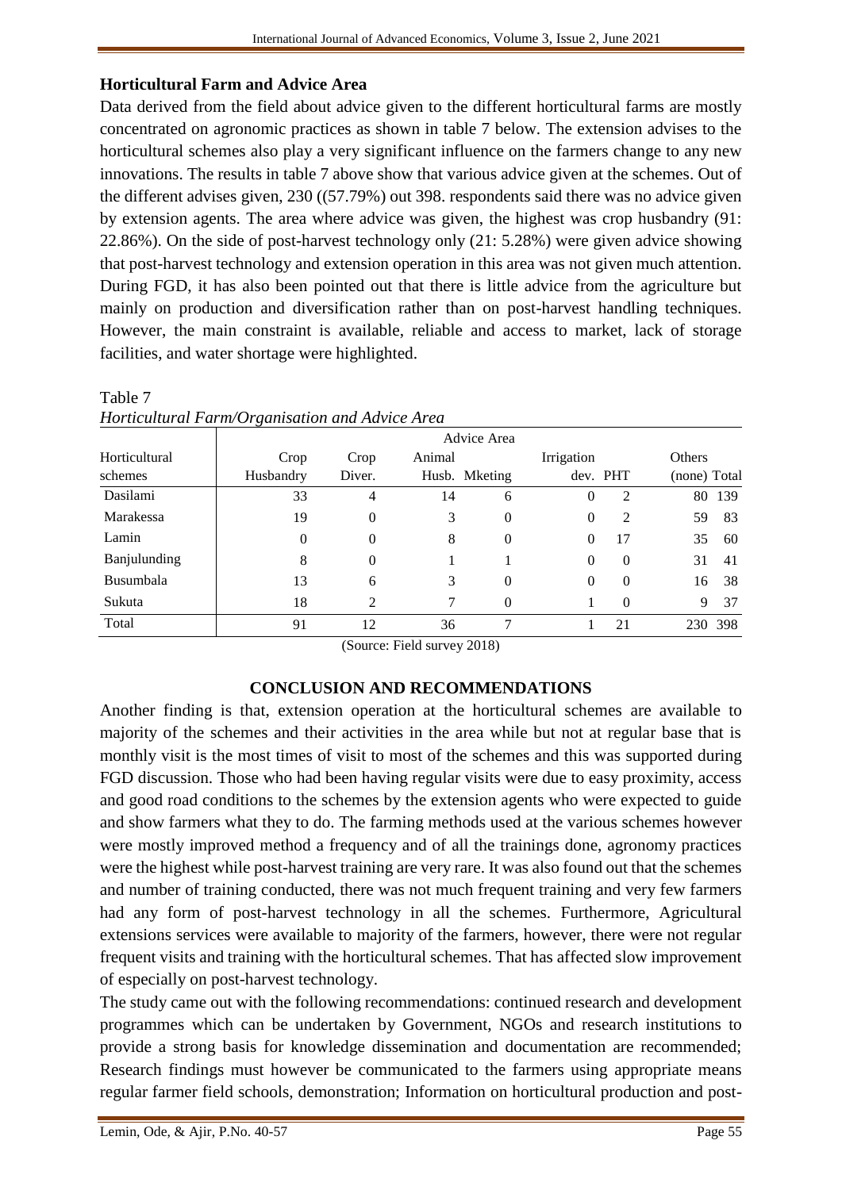## Horticultural Farm and Advice Area

Data derived from the field about advice given to the different horticultural farms are mostly concentrated on agronomic practices as shown in table 7 below. The extension advises to the horticultural schemes also play a very significant influence on the farmers change to any new innovations. The results in table 7 above show that various advice given at the schemes. Out of the different advises given, 230 ((57.79%) out 398. respondents said there was no advice given by extension agents. The area where advice was given, the highest was crop husbandry (91: 22.86%). On the side of post-harvest technology only (21: 5.28%) were given advice showing that post-harvest technology and extension operation in this area was not given much attention. During FGD, it has also been pointed out that there is little advice from the agriculture but mainly on production and diversification rather than on post-harvest handling techniques. However, the main constraint is available, reliable and access to market, lack of storage facilities, and water shortage were highlighted.

Table 7

*Horticultural Farm/Organisation and Advice Area*

| Horticultural schemes | Advice Area | | | | | | | |
|---|---|---|---|---|---|---|---|---|
| | Crop Husbandry | Crop Diver. | Animal Husb. | Mketing | Irrigation dev. | PHT | Others (none) | Total |
| Dasilami | 33 | 4 | 14 | 6 | 0 | 2 | 80 | 139 |
| Marakessa | 19 | 0 | 3 | 0 | 0 | 2 | 59 | 83 |
| Lamin | 0 | 0 | 8 | 0 | 0 | 17 | 35 | 60 |
| Banjulunding | 8 | 0 | 1 | 1 | 0 | 0 | 31 | 41 |
| Busumbala | 13 | 6 | 3 | 0 | 0 | 0 | 16 | 38 |
| Sukuta | 18 | 2 | 7 | 0 | 1 | 0 | 9 | 37 |
| Total | 91 | 12 | 36 | 7 | 1 | 21 | 230 | 398 |

(Source: Field survey 2018)

## CONCLUSION AND RECOMMENDATIONS

Another finding is that, extension operation at the horticultural schemes are available to majority of the schemes and their activities in the area while but not at regular base that is monthly visit is the most times of visit to most of the schemes and this was supported during FGD discussion. Those who had been having regular visits were due to easy proximity, access and good road conditions to the schemes by the extension agents who were expected to guide and show farmers what they to do. The farming methods used at the various schemes however were mostly improved method a frequency and of all the trainings done, agronomy practices were the highest while post-harvest training are very rare. It was also found out that the schemes and number of training conducted, there was not much frequent training and very few farmers had any form of post-harvest technology in all the schemes. Furthermore, Agricultural extensions services were available to majority of the farmers, however, there were not regular frequent visits and training with the horticultural schemes. That has affected slow improvement of especially on post-harvest technology.

The study came out with the following recommendations: continued research and development programmes which can be undertaken by Government, NGOs and research institutions to provide a strong basis for knowledge dissemination and documentation are recommended; Research findings must however be communicated to the farmers using appropriate means regular farmer field schools, demonstration; Information on horticultural production and post-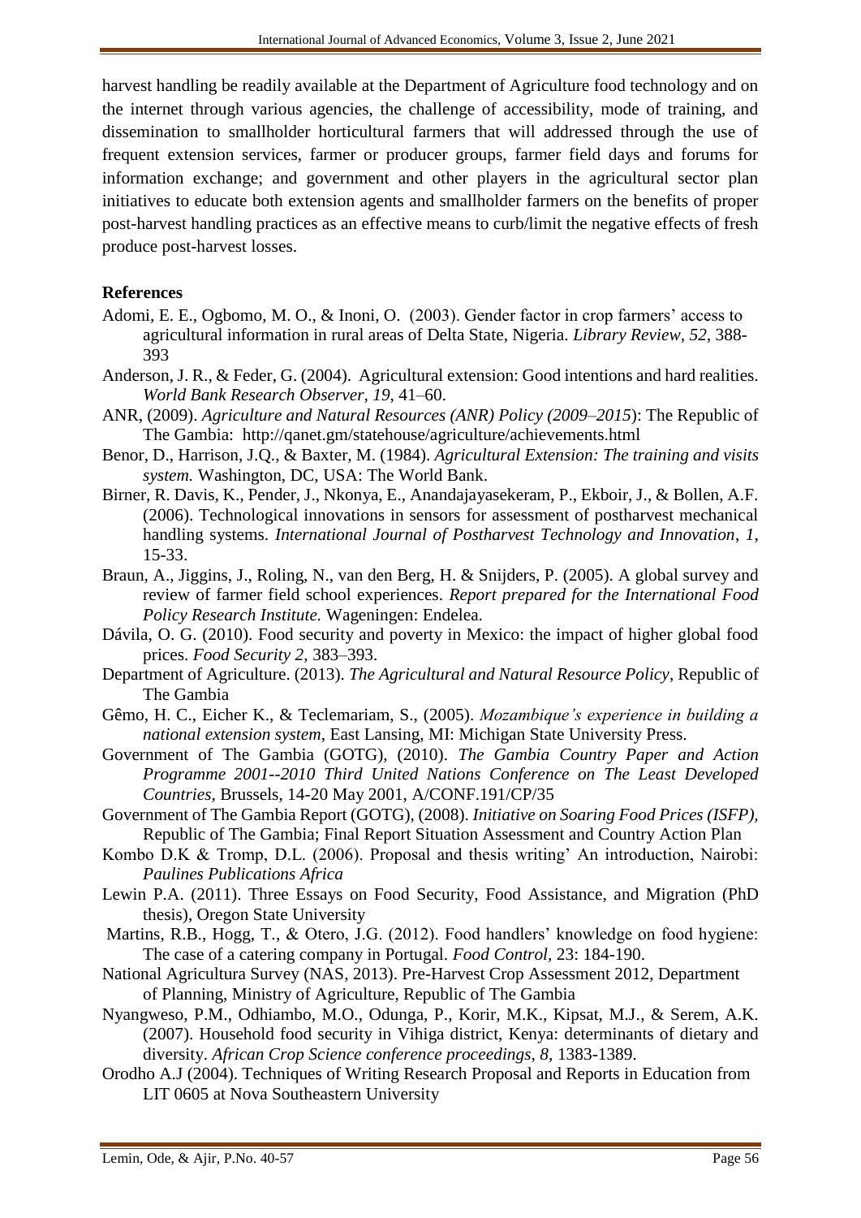harvest handling be readily available at the Department of Agriculture food technology and on the internet through various agencies, the challenge of accessibility, mode of training, and dissemination to smallholder horticultural farmers that will addressed through the use of frequent extension services, farmer or producer groups, farmer field days and forums for information exchange; and government and other players in the agricultural sector plan initiatives to educate both extension agents and smallholder farmers on the benefits of proper post-harvest handling practices as an effective means to curb/limit the negative effects of fresh produce post-harvest losses.

## References

Adomi, E. E., Ogbomo, M. O., & Inoni, O. (2003). Gender factor in crop farmers' access to agricultural information in rural areas of Delta State, Nigeria. *Library Review, 52*, 388-393

Anderson, J. R., & Feder, G. (2004). Agricultural extension: Good intentions and hard realities. *World Bank Research Observer, 19*, 41–60.

ANR, (2009). *Agriculture and Natural Resources (ANR) Policy (2009–2015*): The Republic of The Gambia: http://qanet.gm/statehouse/agriculture/achievements.html

Benor, D., Harrison, J.Q., & Baxter, M. (1984). *Agricultural Extension: The training and visits system.* Washington, DC, USA: The World Bank.

Birner, R. Davis, K., Pender, J., Nkonya, E., Anandajayasekeram, P., Ekboir, J., & Bollen, A.F. (2006). Technological innovations in sensors for assessment of postharvest mechanical handling systems. *International Journal of Postharvest Technology and Innovation*, *1*, 15-33.

Braun, A., Jiggins, J., Roling, N., van den Berg, H. & Snijders, P. (2005). A global survey and review of farmer field school experiences. *Report prepared for the International Food Policy Research Institute.* Wageningen: Endelea.

Dávila, O. G. (2010). Food security and poverty in Mexico: the impact of higher global food prices. *Food Security 2*, 383–393.

Department of Agriculture. (2013). *The Agricultural and Natural Resource Policy*, Republic of The Gambia

Gêmo, H. C., Eicher K., & Teclemariam, S., (2005). *Mozambique's experience in building a national extension system*, East Lansing, MI: Michigan State University Press.

Government of The Gambia (GOTG), (2010). *The Gambia Country Paper and Action Programme 2001--2010 Third United Nations Conference on The Least Developed Countries*, Brussels, 14-20 May 2001, A/CONF.191/CP/35

Government of The Gambia Report (GOTG), (2008). *Initiative on Soaring Food Prices (ISFP),* Republic of The Gambia; Final Report Situation Assessment and Country Action Plan

Kombo D.K & Tromp, D.L. (2006). Proposal and thesis writing' An introduction, Nairobi: *Paulines Publications Africa*

Lewin P.A. (2011). Three Essays on Food Security, Food Assistance, and Migration (PhD thesis), Oregon State University

Martins, R.B., Hogg, T., & Otero, J.G. (2012). Food handlers' knowledge on food hygiene: The case of a catering company in Portugal. *Food Control*, 23: 184-190.

National Agricultura Survey (NAS, 2013). Pre-Harvest Crop Assessment 2012, Department of Planning, Ministry of Agriculture, Republic of The Gambia

Nyangweso, P.M., Odhiambo, M.O., Odunga, P., Korir, M.K., Kipsat, M.J., & Serem, A.K. (2007). Household food security in Vihiga district, Kenya: determinants of dietary and diversity. *African Crop Science conference proceedings*, *8,* 1383-1389.

Orodho A.J (2004). Techniques of Writing Research Proposal and Reports in Education from LIT 0605 at Nova Southeastern University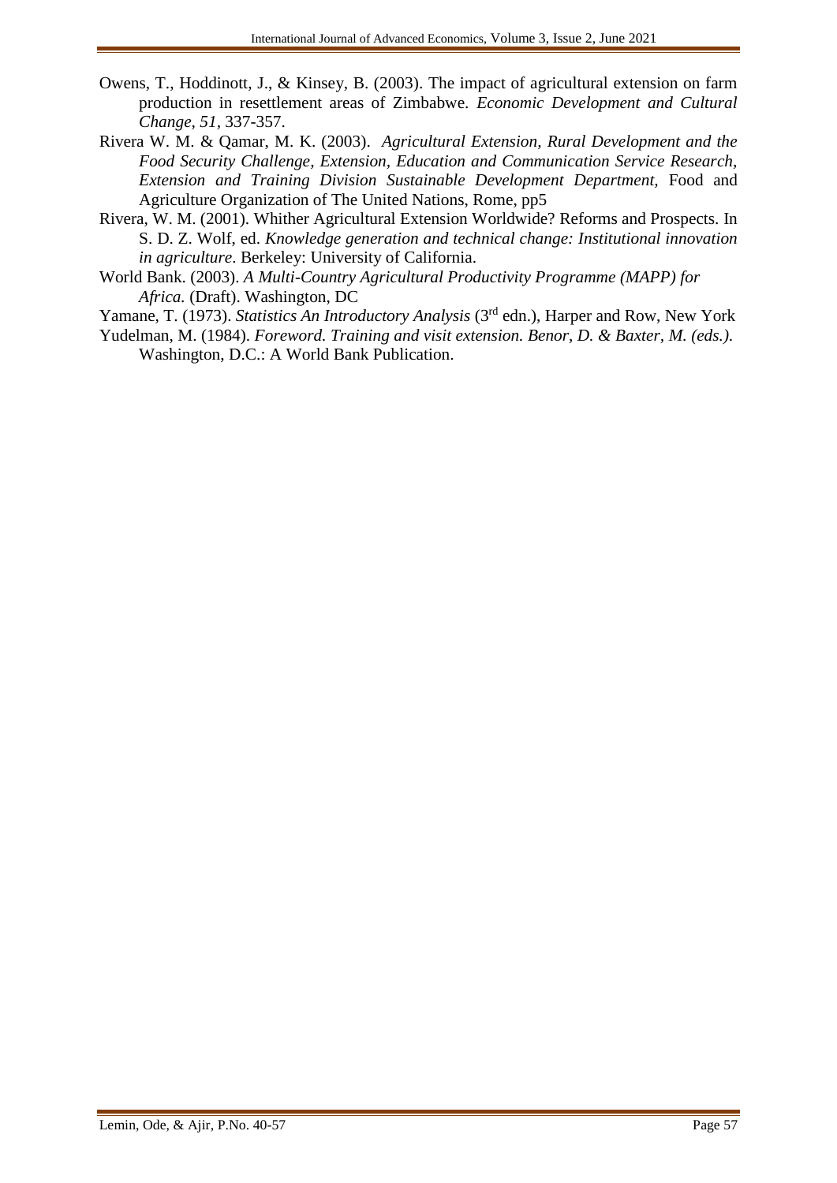Owens, T., Hoddinott, J., & Kinsey, B. (2003). The impact of agricultural extension on farm production in resettlement areas of Zimbabwe. *Economic Development and Cultural Change, 51*, 337-357.

Rivera W. M. & Qamar, M. K. (2003). *Agricultural Extension, Rural Development and the Food Security Challenge, Extension, Education and Communication Service Research, Extension and Training Division Sustainable Development Department,* Food and Agriculture Organization of The United Nations, Rome, pp5

Rivera, W. M. (2001). Whither Agricultural Extension Worldwide? Reforms and Prospects. In S. D. Z. Wolf, ed. *Knowledge generation and technical change: Institutional innovation in agriculture*. Berkeley: University of California.

World Bank. (2003). *A Multi-Country Agricultural Productivity Programme (MAPP) for Africa.* (Draft). Washington, DC

Yamane, T. (1973). *Statistics An Introductory Analysis* (3rd edn.), Harper and Row, New York

Yudelman, M. (1984). *Foreword. Training and visit extension. Benor, D. & Baxter, M. (eds.).* Washington, D.C.: A World Bank Publication.